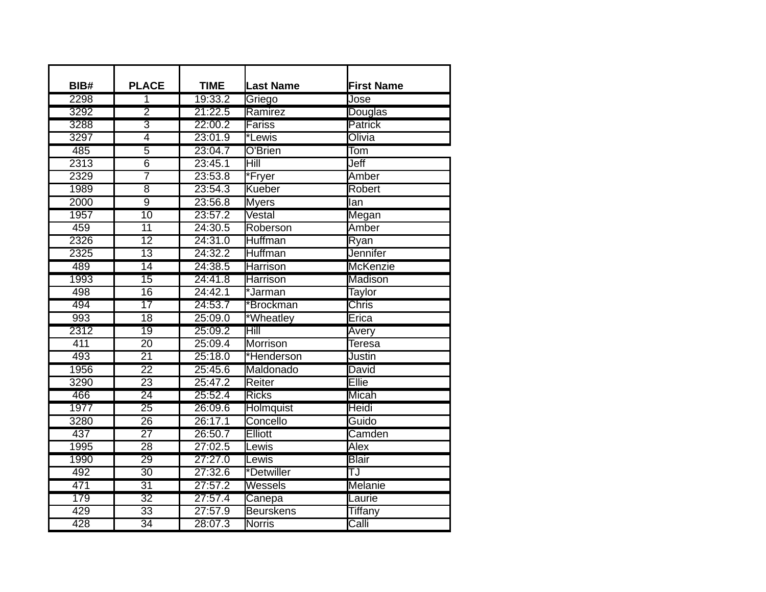| BIB# | PLACE | TIME | Last Name | First Name |
|---|---|---|---|---|
| 2298 | 1 | 19:33.2 | Griego | Jose |
| 3292 | 2 | 21:22.5 | Ramirez | Douglas |
| 3288 | 3 | 22:00.2 | Fariss | Patrick |
| 3297 | 4 | 23:01.9 | *Lewis | Olivia |
| 485 | 5 | 23:04.7 | O'Brien | Tom |
| 2313 | 6 | 23:45.1 | Hill | Jeff |
| 2329 | 7 | 23:53.8 | *Fryer | Amber |
| 1989 | 8 | 23:54.3 | Kueber | Robert |
| 2000 | 9 | 23:56.8 | Myers | Ian |
| 1957 | 10 | 23:57.2 | Vestal | Megan |
| 459 | 11 | 24:30.5 | Roberson | Amber |
| 2326 | 12 | 24:31.0 | Huffman | Ryan |
| 2325 | 13 | 24:32.2 | Huffman | Jennifer |
| 489 | 14 | 24:38.5 | Harrison | McKenzie |
| 1993 | 15 | 24:41.8 | Harrison | Madison |
| 498 | 16 | 24:42.1 | *Jarman | Taylor |
| 494 | 17 | 24:53.7 | *Brockman | Chris |
| 993 | 18 | 25:09.0 | *Wheatley | Erica |
| 2312 | 19 | 25:09.2 | Hill | Avery |
| 411 | 20 | 25:09.4 | Morrison | Teresa |
| 493 | 21 | 25:18.0 | *Henderson | Justin |
| 1956 | 22 | 25:45.6 | Maldonado | David |
| 3290 | 23 | 25:47.2 | Reiter | Ellie |
| 466 | 24 | 25:52.4 | Ricks | Micah |
| 1977 | 25 | 26:09.6 | Holmquist | Heidi |
| 3280 | 26 | 26:17.1 | Concello | Guido |
| 437 | 27 | 26:50.7 | Elliott | Camden |
| 1995 | 28 | 27:02.5 | Lewis | Alex |
| 1990 | 29 | 27:27.0 | Lewis | Blair |
| 492 | 30 | 27:32.6 | *Detwiller | TJ |
| 471 | 31 | 27:57.2 | Wessels | Melanie |
| 179 | 32 | 27:57.4 | Canepa | Laurie |
| 429 | 33 | 27:57.9 | Beurskens | Tiffany |
| 428 | 34 | 28:07.3 | Norris | Calli |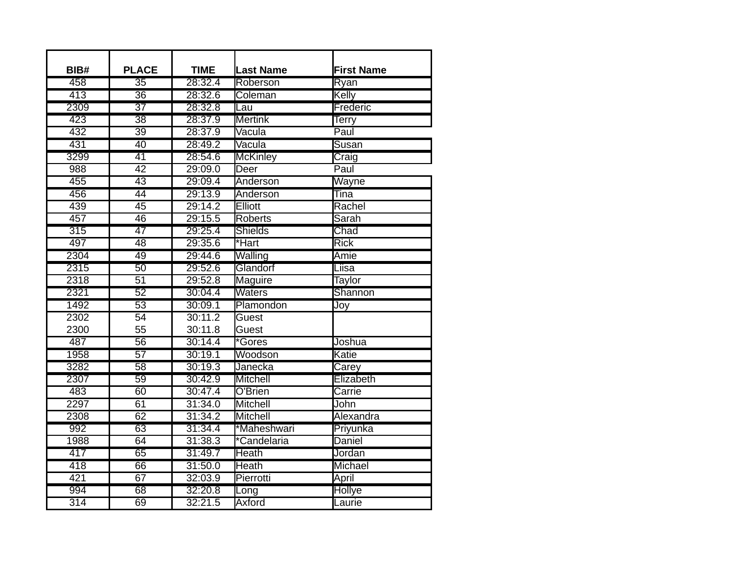| BIB# | PLACE | TIME | Last Name | First Name |
|---|---|---|---|---|
| 458 | 35 | 28:32.4 | Roberson | Ryan |
| 413 | 36 | 28:32.6 | Coleman | Kelly |
| 2309 | 37 | 28:32.8 | Lau | Frederic |
| 423 | 38 | 28:37.9 | Mertink | Terry |
| 432 | 39 | 28:37.9 | Vacula | Paul |
| 431 | 40 | 28:49.2 | Vacula | Susan |
| 3299 | 41 | 28:54.6 | McKinley | Craig |
| 988 | 42 | 29:09.0 | Deer | Paul |
| 455 | 43 | 29:09.4 | Anderson | Wayne |
| 456 | 44 | 29:13.9 | Anderson | Tina |
| 439 | 45 | 29:14.2 | Elliott | Rachel |
| 457 | 46 | 29:15.5 | Roberts | Sarah |
| 315 | 47 | 29:25.4 | Shields | Chad |
| 497 | 48 | 29:35.6 | *Hart | Rick |
| 2304 | 49 | 29:44.6 | Walling | Amie |
| 2315 | 50 | 29:52.6 | Glandorf | Liisa |
| 2318 | 51 | 29:52.8 | Maguire | Taylor |
| 2321 | 52 | 30:04.4 | Waters | Shannon |
| 1492 | 53 | 30:09.1 | Plamondon | Joy |
| 2302 | 54 | 30:11.2 | Guest | |
| 2300 | 55 | 30:11.8 | Guest | |
| 487 | 56 | 30:14.4 | *Gores | Joshua |
| 1958 | 57 | 30:19.1 | Woodson | Katie |
| 3282 | 58 | 30:19.3 | Janecka | Carey |
| 2307 | 59 | 30:42.9 | Mitchell | Elizabeth |
| 483 | 60 | 30:47.4 | O'Brien | Carrie |
| 2297 | 61 | 31:34.0 | Mitchell | John |
| 2308 | 62 | 31:34.2 | Mitchell | Alexandra |
| 992 | 63 | 31:34.4 | *Maheshwari | Priyunka |
| 1988 | 64 | 31:38.3 | *Candelaria | Daniel |
| 417 | 65 | 31:49.7 | Heath | Jordan |
| 418 | 66 | 31:50.0 | Heath | Michael |
| 421 | 67 | 32:03.9 | Pierrotti | April |
| 994 | 68 | 32:20.8 | Long | Hollye |
| 314 | 69 | 32:21.5 | Axford | Laurie |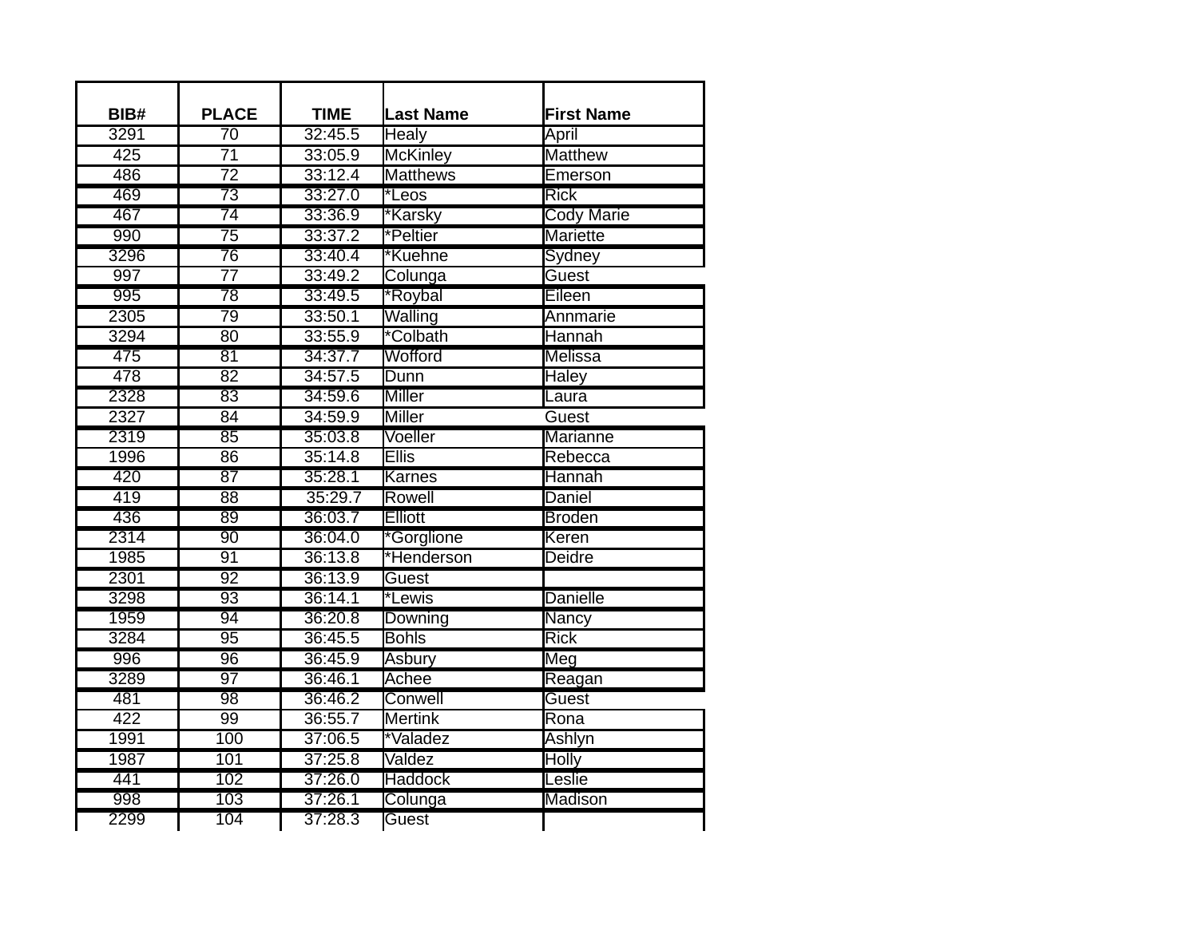| BIB# | PLACE | TIME | Last Name | First Name |
| --- | --- | --- | --- | --- |
| 3291 | 70 | 32:45.5 | Healy | April |
| 425 | 71 | 33:05.9 | McKinley | Matthew |
| 486 | 72 | 33:12.4 | Matthews | Emerson |
| 469 | 73 | 33:27.0 | *Leos | Rick |
| 467 | 74 | 33:36.9 | *Karsky | Cody Marie |
| 990 | 75 | 33:37.2 | *Peltier | Mariette |
| 3296 | 76 | 33:40.4 | *Kuehne | Sydney |
| 997 | 77 | 33:49.2 | Colunga | Guest |
| 995 | 78 | 33:49.5 | *Roybal | Eileen |
| 2305 | 79 | 33:50.1 | Walling | Annmarie |
| 3294 | 80 | 33:55.9 | *Colbath | Hannah |
| 475 | 81 | 34:37.7 | Wofford | Melissa |
| 478 | 82 | 34:57.5 | Dunn | Haley |
| 2328 | 83 | 34:59.6 | Miller | Laura |
| 2327 | 84 | 34:59.9 | Miller | Guest |
| 2319 | 85 | 35:03.8 | Voeller | Marianne |
| 1996 | 86 | 35:14.8 | Ellis | Rebecca |
| 420 | 87 | 35:28.1 | Karnes | Hannah |
| 419 | 88 | 35:29.7 | Rowell | Daniel |
| 436 | 89 | 36:03.7 | Elliott | Broden |
| 2314 | 90 | 36:04.0 | *Gorglione | Keren |
| 1985 | 91 | 36:13.8 | *Henderson | Deidre |
| 2301 | 92 | 36:13.9 | Guest | |
| 3298 | 93 | 36:14.1 | *Lewis | Danielle |
| 1959 | 94 | 36:20.8 | Downing | Nancy |
| 3284 | 95 | 36:45.5 | Bohls | Rick |
| 996 | 96 | 36:45.9 | Asbury | Meg |
| 3289 | 97 | 36:46.1 | Achee | Reagan |
| 481 | 98 | 36:46.2 | Conwell | Guest |
| 422 | 99 | 36:55.7 | Mertink | Rona |
| 1991 | 100 | 37:06.5 | *Valadez | Ashlyn |
| 1987 | 101 | 37:25.8 | Valdez | Holly |
| 441 | 102 | 37:26.0 | Haddock | Leslie |
| 998 | 103 | 37:26.1 | Colunga | Madison |
| 2299 | 104 | 37:28.3 | Guest | |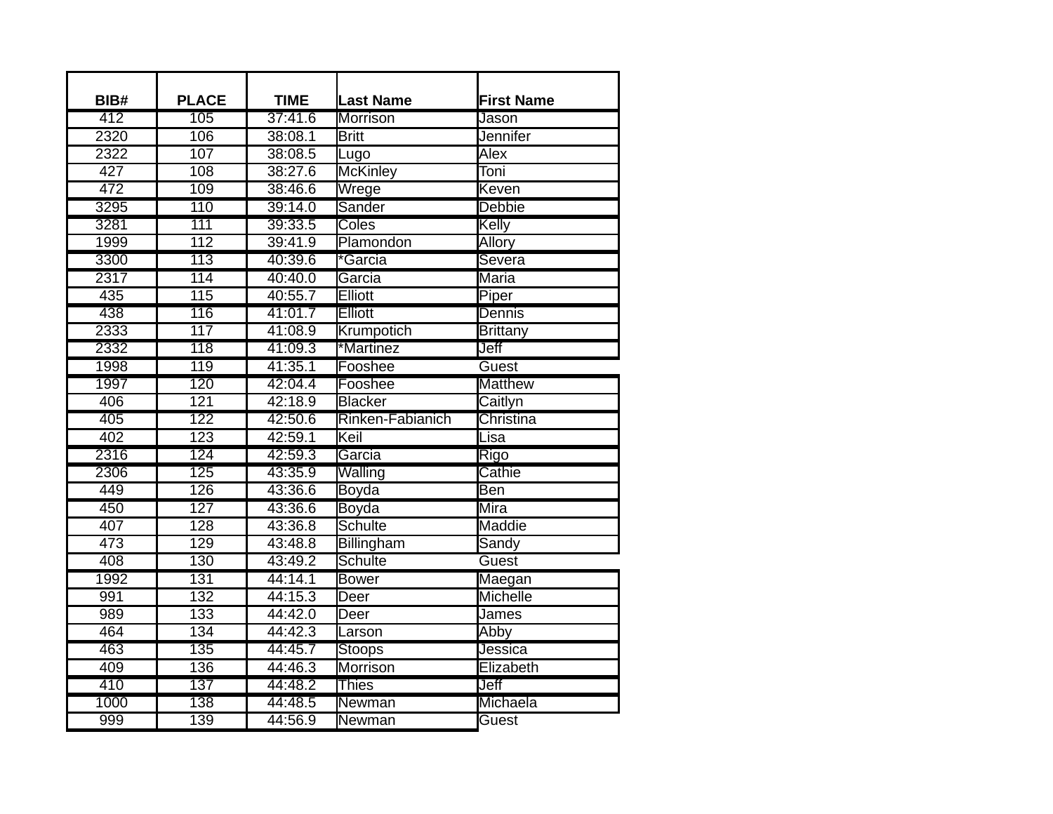| BIB# | PLACE | TIME | Last Name | First Name |
|---|---|---|---|---|
| 412 | 105 | 37:41.6 | Morrison | Jason |
| 2320 | 106 | 38:08.1 | Britt | Jennifer |
| 2322 | 107 | 38:08.5 | Lugo | Alex |
| 427 | 108 | 38:27.6 | McKinley | Toni |
| 472 | 109 | 38:46.6 | Wrege | Keven |
| 3295 | 110 | 39:14.0 | Sander | Debbie |
| 3281 | 111 | 39:33.5 | Coles | Kelly |
| 1999 | 112 | 39:41.9 | Plamondon | Allory |
| 3300 | 113 | 40:39.6 | *Garcia | Severa |
| 2317 | 114 | 40:40.0 | Garcia | Maria |
| 435 | 115 | 40:55.7 | Elliott | Piper |
| 438 | 116 | 41:01.7 | Elliott | Dennis |
| 2333 | 117 | 41:08.9 | Krumpotich | Brittany |
| 2332 | 118 | 41:09.3 | *Martinez | Jeff |
| 1998 | 119 | 41:35.1 | Fooshee | Guest |
| 1997 | 120 | 42:04.4 | Fooshee | Matthew |
| 406 | 121 | 42:18.9 | Blacker | Caitlyn |
| 405 | 122 | 42:50.6 | Rinken-Fabianich | Christina |
| 402 | 123 | 42:59.1 | Keil | Lisa |
| 2316 | 124 | 42:59.3 | Garcia | Rigo |
| 2306 | 125 | 43:35.9 | Walling | Cathie |
| 449 | 126 | 43:36.6 | Boyda | Ben |
| 450 | 127 | 43:36.6 | Boyda | Mira |
| 407 | 128 | 43:36.8 | Schulte | Maddie |
| 473 | 129 | 43:48.8 | Billingham | Sandy |
| 408 | 130 | 43:49.2 | Schulte | Guest |
| 1992 | 131 | 44:14.1 | Bower | Maegan |
| 991 | 132 | 44:15.3 | Deer | Michelle |
| 989 | 133 | 44:42.0 | Deer | James |
| 464 | 134 | 44:42.3 | Larson | Abby |
| 463 | 135 | 44:45.7 | Stoops | Jessica |
| 409 | 136 | 44:46.3 | Morrison | Elizabeth |
| 410 | 137 | 44:48.2 | Thies | Jeff |
| 1000 | 138 | 44:48.5 | Newman | Michaela |
| 999 | 139 | 44:56.9 | Newman | Guest |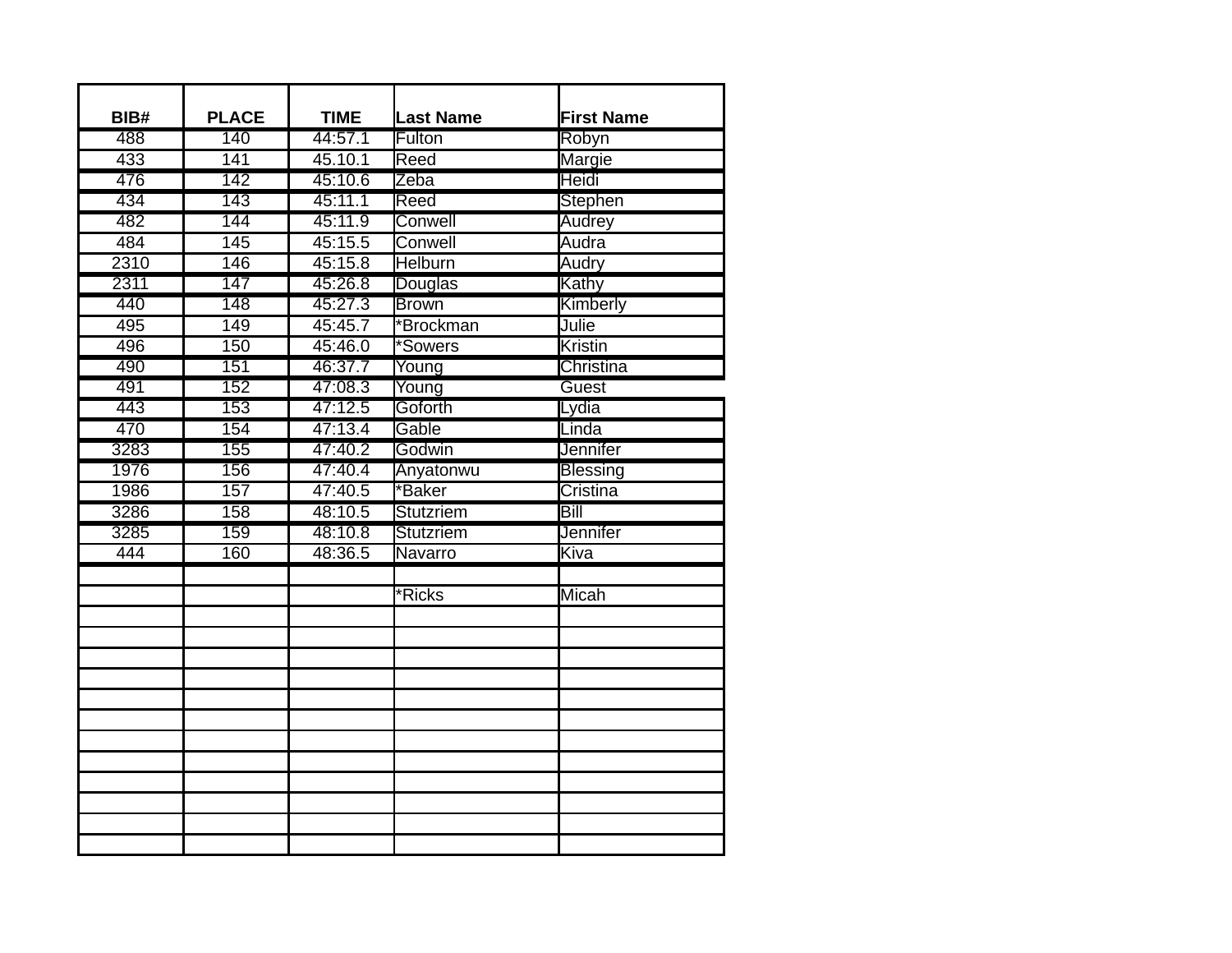| BIB# | PLACE | TIME | Last Name | First Name |
|---|---|---|---|---|
| 488 | 140 | 44:57.1 | Fulton | Robyn |
| 433 | 141 | 45.10.1 | Reed | Margie |
| 476 | 142 | 45:10.6 | Zeba | Heidi |
| 434 | 143 | 45:11.1 | Reed | Stephen |
| 482 | 144 | 45:11.9 | Conwell | Audrey |
| 484 | 145 | 45:15.5 | Conwell | Audra |
| 2310 | 146 | 45:15.8 | Helburn | Audry |
| 2311 | 147 | 45:26.8 | Douglas | Kathy |
| 440 | 148 | 45:27.3 | Brown | Kimberly |
| 495 | 149 | 45:45.7 | *Brockman | Julie |
| 496 | 150 | 45:46.0 | *Sowers | Kristin |
| 490 | 151 | 46:37.7 | Young | Christina |
| 491 | 152 | 47:08.3 | Young | Guest |
| 443 | 153 | 47:12.5 | Goforth | Lydia |
| 470 | 154 | 47:13.4 | Gable | Linda |
| 3283 | 155 | 47:40.2 | Godwin | Jennifer |
| 1976 | 156 | 47:40.4 | Anyatonwu | Blessing |
| 1986 | 157 | 47:40.5 | *Baker | Cristina |
| 3286 | 158 | 48:10.5 | Stutzriem | Bill |
| 3285 | 159 | 48:10.8 | Stutzriem | Jennifer |
| 444 | 160 | 48:36.5 | Navarro | Kiva |
| | | | | |
| | | | *Ricks | Micah |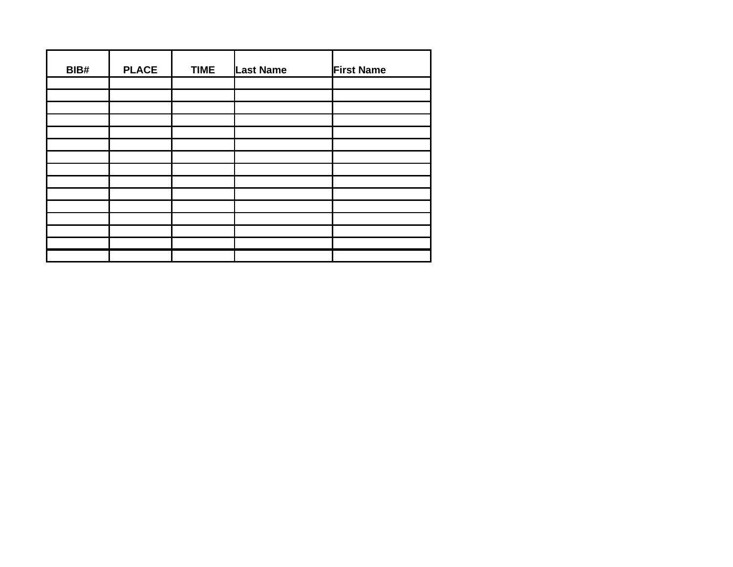| BIB# | PLACE | TIME | Last Name | First Name |
|---|---|---|---|---|
| | | | | |
| | | | | |
| | | | | |
| | | | | |
| | | | | |
| | | | | |
| | | | | |
| | | | | |
| | | | | |
| | | | | |
| | | | | |
| | | | | |
| | | | | |
| | | | | |
| | | | | |